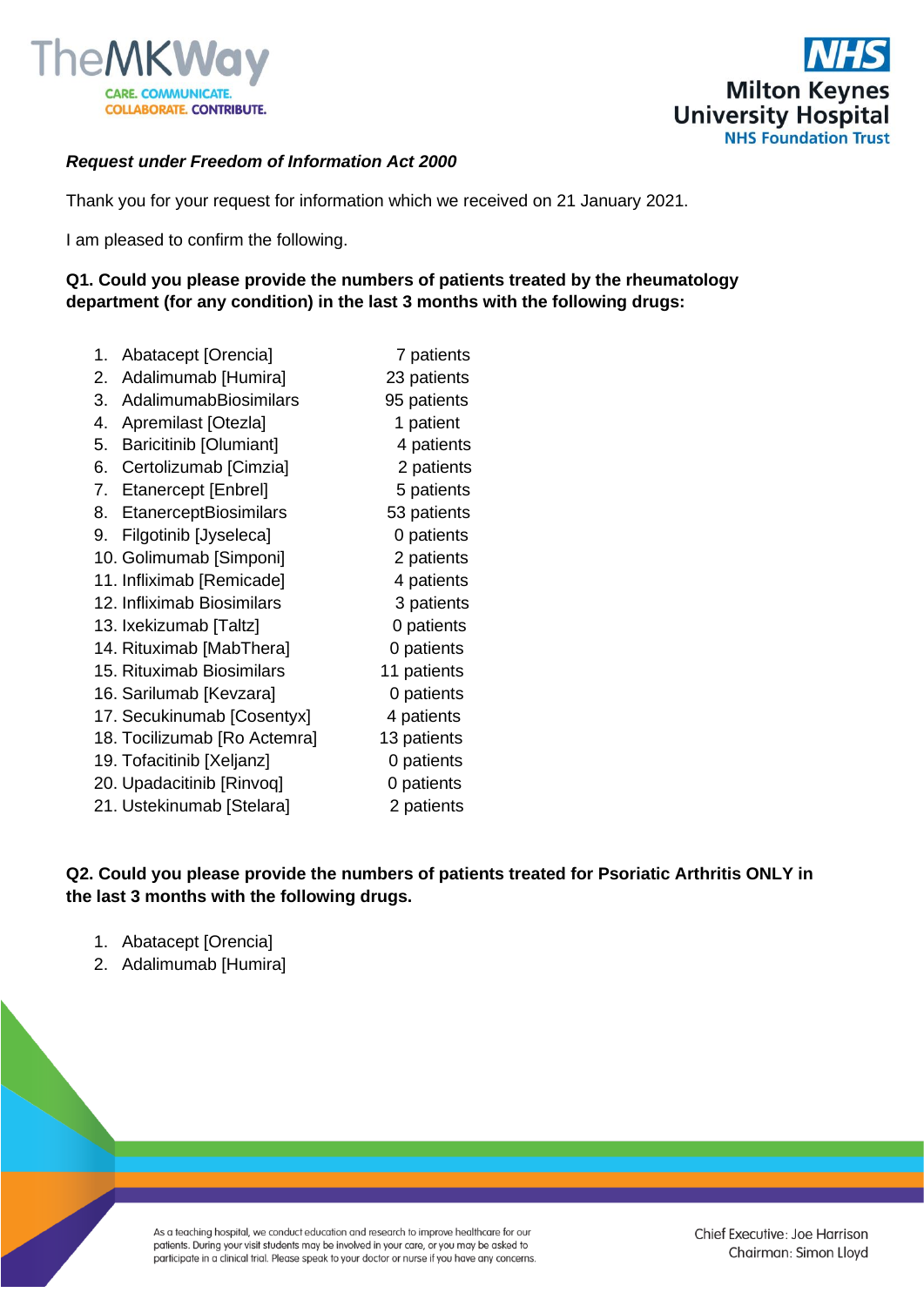*Request under Freedom of Information Act 2000*

Thank you for your request for information which we received on 21 January 2021.

I am pleased to confirm the following.

**Q1. Could you please provide the numbers of patients treated by the rheumatology department (for any condition) in the last 3 months with the following drugs:**

1. Abatacept [Orencia] 7 patients
2. Adalimumab [Humira] 23 patients
3. AdalimumabBiosimilars 95 patients
4. Apremilast [Otezla] 1 patient
5. Baricitinib [Olumiant] 4 patients
6. Certolizumab [Cimzia] 2 patients
7. Etanercept [Enbrel] 5 patients
8. EtanerceptBiosimilars 53 patients
9. Filgotinib [Jyseleca] 0 patients
10. Golimumab [Simponi] 2 patients
11. Infliximab [Remicade] 4 patients
12. Infliximab Biosimilars 3 patients
13. Ixekizumab [Taltz] 0 patients
14. Rituximab [MabThera] 0 patients
15. Rituximab Biosimilars 11 patients
16. Sarilumab [Kevzara] 0 patients
17. Secukinumab [Cosentyx] 4 patients
18. Tocilizumab [Ro Actemra] 13 patients
19. Tofacitinib [Xeljanz] 0 patients
20. Upadacitinib [Rinvoq] 0 patients
21. Ustekinumab [Stelara] 2 patients

**Q2. Could you please provide the numbers of patients treated for Psoriatic Arthritis ONLY in the last 3 months with the following drugs.**

1. Abatacept [Orencia]
2. Adalimumab [Humira]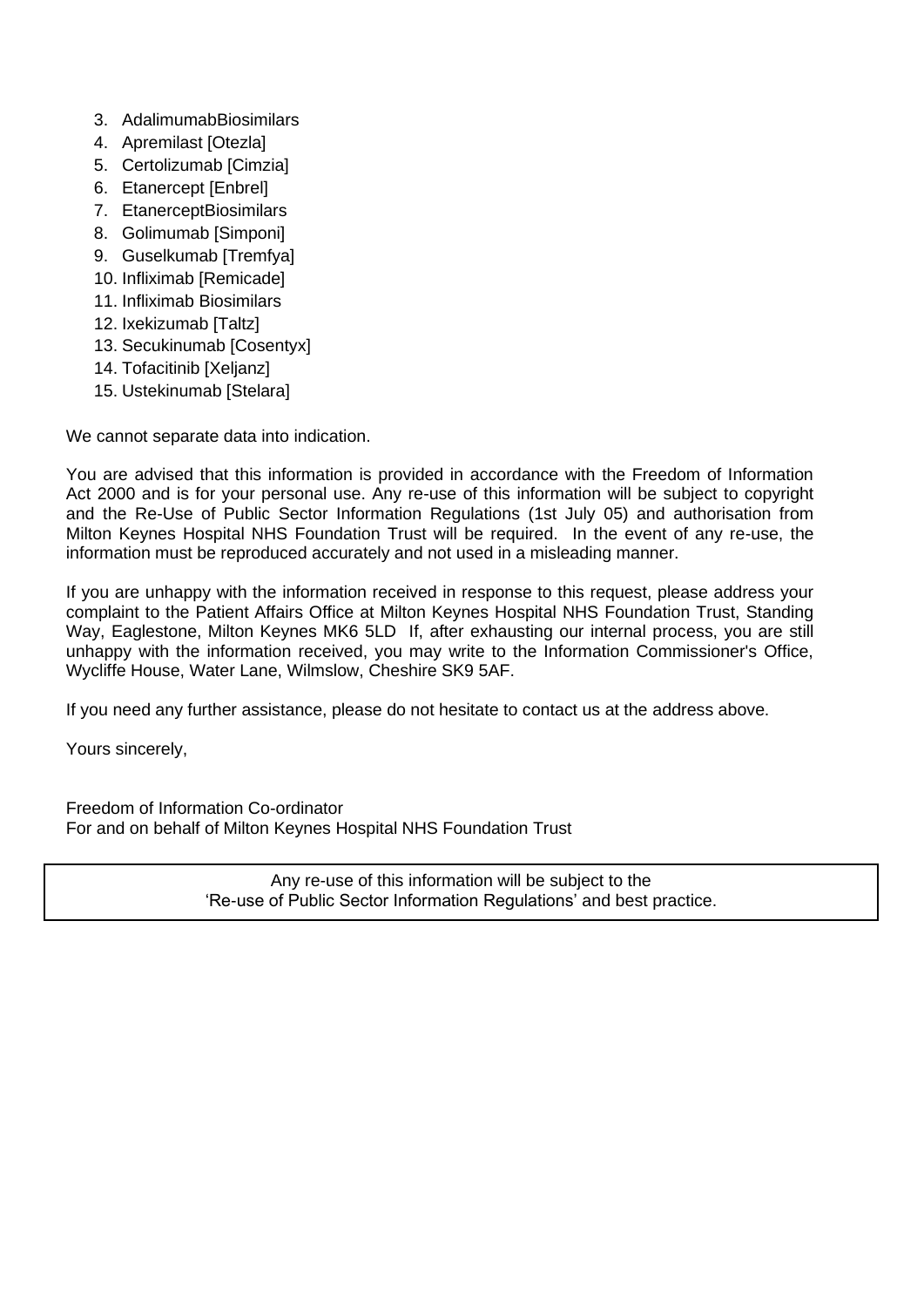3. AdalimumabBiosimilars
4. Apremilast [Otezla]
5. Certolizumab [Cimzia]
6. Etanercept [Enbrel]
7. EtanerceptBiosimilars
8. Golimumab [Simponi]
9. Guselkumab [Tremfya]
10. Infliximab [Remicade]
11. Infliximab Biosimilars
12. Ixekizumab [Taltz]
13. Secukinumab [Cosentyx]
14. Tofacitinib [Xeljanz]
15. Ustekinumab [Stelara]

We cannot separate data into indication.

You are advised that this information is provided in accordance with the Freedom of Information Act 2000 and is for your personal use. Any re-use of this information will be subject to copyright and the Re-Use of Public Sector Information Regulations (1st July 05) and authorisation from Milton Keynes Hospital NHS Foundation Trust will be required. In the event of any re-use, the information must be reproduced accurately and not used in a misleading manner.

If you are unhappy with the information received in response to this request, please address your complaint to the Patient Affairs Office at Milton Keynes Hospital NHS Foundation Trust, Standing Way, Eaglestone, Milton Keynes MK6 5LD If, after exhausting our internal process, you are still unhappy with the information received, you may write to the Information Commissioner's Office, Wycliffe House, Water Lane, Wilmslow, Cheshire SK9 5AF.

If you need any further assistance, please do not hesitate to contact us at the address above.

Yours sincerely,

Freedom of Information Co-ordinator
For and on behalf of Milton Keynes Hospital NHS Foundation Trust

Any re-use of this information will be subject to the
'Re-use of Public Sector Information Regulations' and best practice.